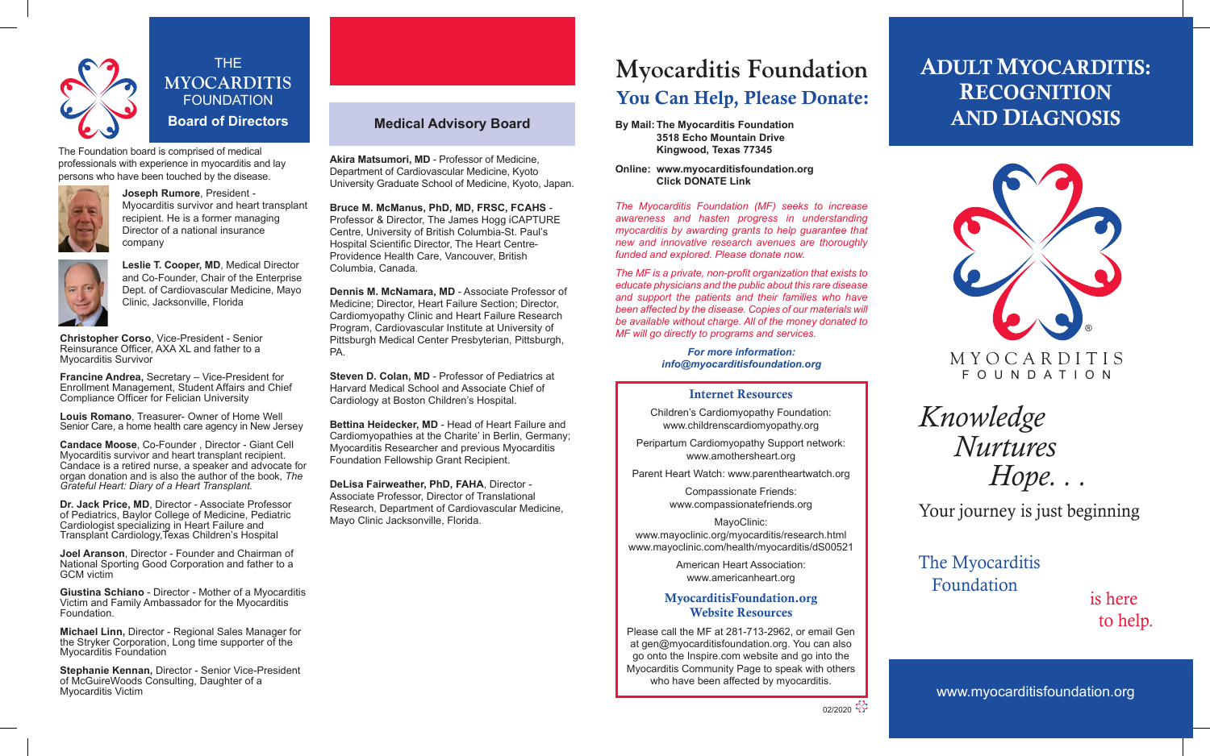# THE MYOCARDITIS FOUNDATION

## Board of Directors

The Foundation board is comprised of medical professionals with experience in myocarditis and lay persons who have been touched by the disease.

**Joseph Rumore**, President - Myocarditis survivor and heart transplant recipient. He is a former managing Director of a national insurance company

**Leslie T. Cooper, MD**, Medical Director and Co-Founder, Chair of the Enterprise Dept. of Cardiovascular Medicine, Mayo Clinic, Jacksonville, Florida

**Christopher Corso**, Vice-President - Senior Reinsurance Officer, AXA XL and father to a Myocarditis Survivor

**Francine Andrea,** Secretary – Vice-President for Enrollment Management, Student Affairs and Chief Compliance Officer for Felician University

**Louis Romano**, Treasurer- Owner of Home Well Senior Care, a home health care agency in New Jersey

**Candace Moose**, Co-Founder , Director - Giant Cell Myocarditis survivor and heart transplant recipient. Candace is a retired nurse, a speaker and advocate for organ donation and is also the author of the book, *The Grateful Heart: Diary of a Heart Transplant.*

**Dr. Jack Price, MD**, Director - Associate Professor of Pediatrics, Baylor College of Medicine, Pediatric Cardiologist specializing in Heart Failure and Transplant Cardiology,Texas Children's Hospital

**Joel Aranson**, Director - Founder and Chairman of National Sporting Good Corporation and father to a GCM victim

**Giustina Schiano** - Director - Mother of a Myocarditis Victim and Family Ambassador for the Myocarditis Foundation.

**Michael Linn,** Director - Regional Sales Manager for the Stryker Corporation, Long time supporter of the Myocarditis Foundation

**Stephanie Kennan,** Director - Senior Vice-President of McGuireWoods Consulting, Daughter of a Myocarditis Victim

## Medical Advisory Board

**Akira Matsumori, MD** - Professor of Medicine, Department of Cardiovascular Medicine, Kyoto University Graduate School of Medicine, Kyoto, Japan.

**Bruce M. McManus, PhD, MD, FRSC, FCAHS** - Professor & Director, The James Hogg iCAPTURE Centre, University of British Columbia-St. Paul's Hospital Scientific Director, The Heart Centre-Providence Health Care, Vancouver, British Columbia, Canada.

**Dennis M. McNamara, MD** - Associate Professor of Medicine; Director, Heart Failure Section; Director, Cardiomyopathy Clinic and Heart Failure Research Program, Cardiovascular Institute at University of Pittsburgh Medical Center Presbyterian, Pittsburgh, PA.

**Steven D. Colan, MD** - Professor of Pediatrics at Harvard Medical School and Associate Chief of Cardiology at Boston Children's Hospital.

**Bettina Heidecker, MD** - Head of Heart Failure and Cardiomyopathies at the Charite' in Berlin, Germany; Myocarditis Researcher and previous Myocarditis Foundation Fellowship Grant Recipient.

**DeLisa Fairweather, PhD, FAHA**, Director - Associate Professor, Director of Translational Research, Department of Cardiovascular Medicine, Mayo Clinic Jacksonville, Florida.

# Myocarditis Foundation

## You Can Help, Please Donate:

**By Mail:** **The Myocarditis Foundation**
**3518 Echo Mountain Drive**
**Kingwood, Texas 77345**

**Online:** **www.myocarditisfoundation.org**
**Click DONATE Link**

*The Myocarditis Foundation (MF) seeks to increase awareness and hasten progress in understanding myocarditis by awarding grants to help guarantee that new and innovative research avenues are thoroughly funded and explored. Please donate now.*

*The MF is a private, non-profit organization that exists to educate physicians and the public about this rare disease and support the patients and their families who have been affected by the disease. Copies of our materials will be available without charge. All of the money donated to MF will go directly to programs and services.*

***For more information:***
***info@myocarditisfoundation.org***

### Internet Resources

Children's Cardiomyopathy Foundation: www.childrenscardiomyopathy.org

Peripartum Cardiomyopathy Support network: www.amothersheart.org

Parent Heart Watch: www.parentheartwatch.org

Compassionate Friends: www.compassionatefriends.org

MayoClinic:
www.mayoclinic.org/myocarditis/research.html
www.mayoclinic.com/health/myocarditis/dS00521

American Heart Association: www.americanheart.org

### MyocarditisFoundation.org Website Resources

Please call the MF at 281-713-2962, or email Gen at gen@myocarditisfoundation.org. You can also go onto the Inspire.com website and go into the Myocarditis Community Page to speak with others who have been affected by myocarditis.

02/2020

# ADULT MYOCARDITIS: RECOGNITION AND DIAGNOSIS

MYOCARDITIS FOUNDATION

*Knowledge Nurtures Hope. . .*

Your journey is just beginning

The Myocarditis Foundation is here to help.

www.myocarditisfoundation.org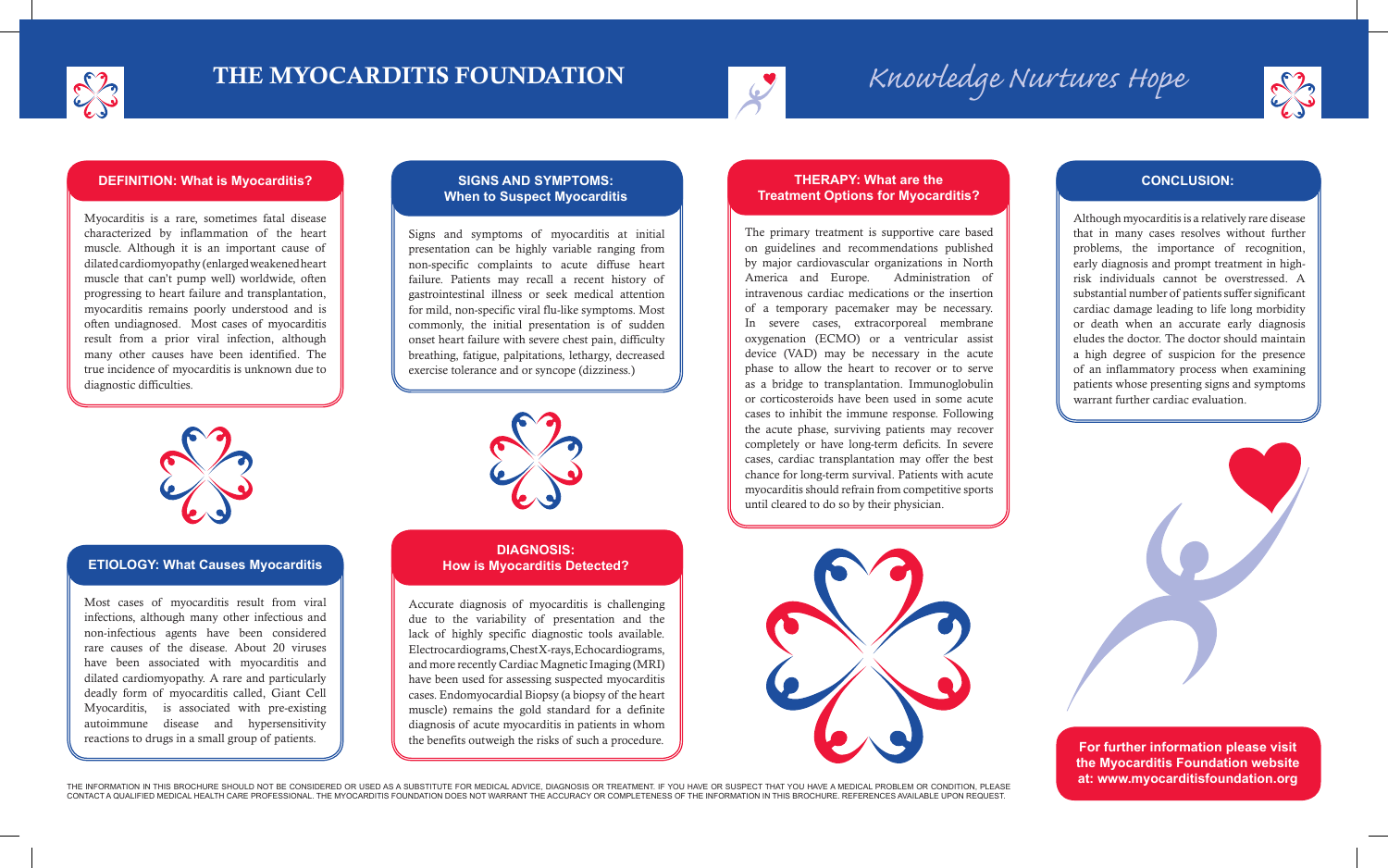# THE MYOCARDITIS FOUNDATION

*Knowledge Nurtures Hope*

## DEFINITION: What is Myocarditis?

Myocarditis is a rare, sometimes fatal disease characterized by inflammation of the heart muscle. Although it is an important cause of dilated cardiomyopathy (enlarged weakened heart muscle that can't pump well) worldwide, often progressing to heart failure and transplantation, myocarditis remains poorly understood and is often undiagnosed. Most cases of myocarditis result from a prior viral infection, although many other causes have been identified. The true incidence of myocarditis is unknown due to diagnostic difficulties.

## ETIOLOGY: What Causes Myocarditis

Most cases of myocarditis result from viral infections, although many other infectious and non-infectious agents have been considered rare causes of the disease. About 20 viruses have been associated with myocarditis and dilated cardiomyopathy. A rare and particularly deadly form of myocarditis called, Giant Cell Myocarditis, is associated with pre-existing autoimmune disease and hypersensitivity reactions to drugs in a small group of patients.

## SIGNS AND SYMPTOMS: When to Suspect Myocarditis

Signs and symptoms of myocarditis at initial presentation can be highly variable ranging from non-specific complaints to acute diffuse heart failure. Patients may recall a recent history of gastrointestinal illness or seek medical attention for mild, non-specific viral flu-like symptoms. Most commonly, the initial presentation is of sudden onset heart failure with severe chest pain, difficulty breathing, fatigue, palpitations, lethargy, decreased exercise tolerance and or syncope (dizziness.)

## DIAGNOSIS: How is Myocarditis Detected?

Accurate diagnosis of myocarditis is challenging due to the variability of presentation and the lack of highly specific diagnostic tools available. Electrocardiograms, Chest X-rays, Echocardiograms, and more recently Cardiac Magnetic Imaging (MRI) have been used for assessing suspected myocarditis cases. Endomyocardial Biopsy (a biopsy of the heart muscle) remains the gold standard for a definite diagnosis of acute myocarditis in patients in whom the benefits outweigh the risks of such a procedure.

## THERAPY: What are the Treatment Options for Myocarditis?

The primary treatment is supportive care based on guidelines and recommendations published by major cardiovascular organizations in North America and Europe. Administration of intravenous cardiac medications or the insertion of a temporary pacemaker may be necessary. In severe cases, extracorporeal membrane oxygenation (ECMO) or a ventricular assist device (VAD) may be necessary in the acute phase to allow the heart to recover or to serve as a bridge to transplantation. Immunoglobulin or corticosteroids have been used in some acute cases to inhibit the immune response. Following the acute phase, surviving patients may recover completely or have long-term deficits. In severe cases, cardiac transplantation may offer the best chance for long-term survival. Patients with acute myocarditis should refrain from competitive sports until cleared to do so by their physician.

## CONCLUSION:

Although myocarditis is a relatively rare disease that in many cases resolves without further problems, the importance of recognition, early diagnosis and prompt treatment in high-risk individuals cannot be overstressed. A substantial number of patients suffer significant cardiac damage leading to life long morbidity or death when an accurate early diagnosis eludes the doctor. The doctor should maintain a high degree of suspicion for the presence of an inflammatory process when examining patients whose presenting signs and symptoms warrant further cardiac evaluation.

**For further information please visit the Myocarditis Foundation website at: www.myocarditisfoundation.org**

THE INFORMATION IN THIS BROCHURE SHOULD NOT BE CONSIDERED OR USED AS A SUBSTITUTE FOR MEDICAL ADVICE, DIAGNOSIS OR TREATMENT. IF YOU HAVE OR SUSPECT THAT YOU HAVE A MEDICAL PROBLEM OR CONDITION, PLEASE CONTACT A QUALIFIED MEDICAL HEALTH CARE PROFESSIONAL. THE MYOCARDITIS FOUNDATION DOES NOT WARRANT THE ACCURACY OR COMPLETENESS OF THE INFORMATION IN THIS BROCHURE. REFERENCES AVAILABLE UPON REQUEST.